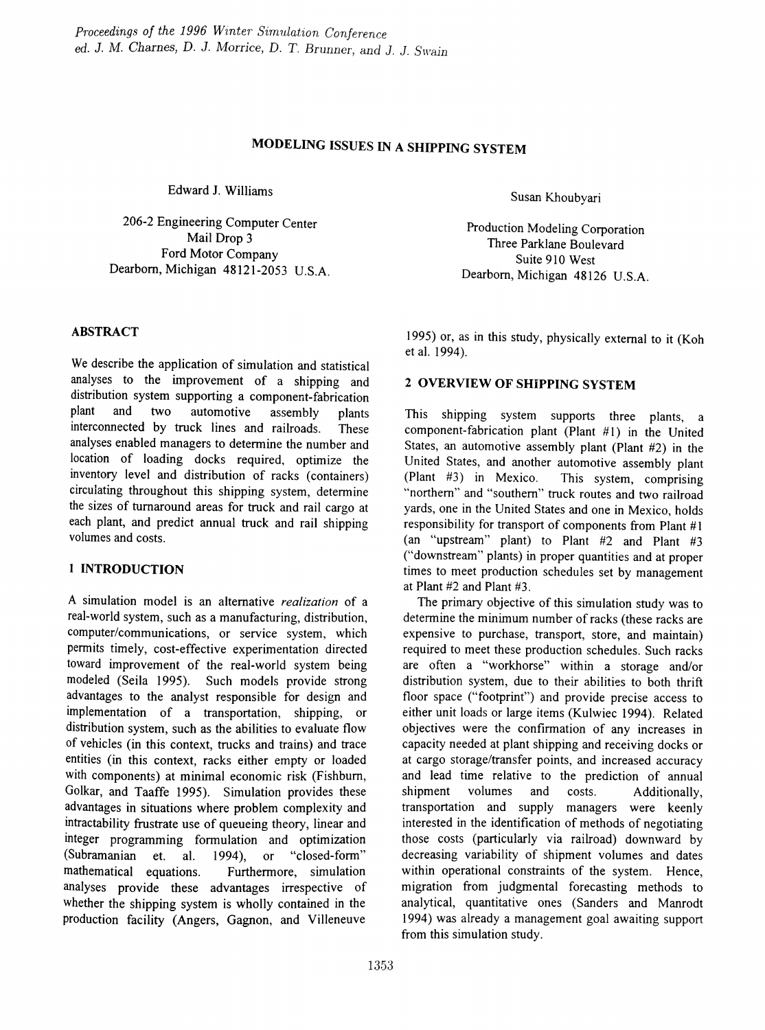*Proceedings of the 1996 Winter Simulation Conference*
*ed. J. M. Charnes, D. J. Morrice, D. T. Brunner, and J. J. Swain*

# MODELING ISSUES IN A SHIPPING SYSTEM

Edward J. Williams

206-2 Engineering Computer Center
Mail Drop 3
Ford Motor Company
Dearborn, Michigan 48121-2053 U.S.A.

Susan Khoubyari

Production Modeling Corporation
Three Parklane Boulevard
Suite 910 West
Dearborn, Michigan 48126 U.S.A.

## ABSTRACT

We describe the application of simulation and statistical analyses to the improvement of a shipping and distribution system supporting a component-fabrication plant and two automotive assembly plants interconnected by truck lines and railroads. These analyses enabled managers to determine the number and location of loading docks required, optimize the inventory level and distribution of racks (containers) circulating throughout this shipping system, determine the sizes of turnaround areas for truck and rail cargo at each plant, and predict annual truck and rail shipping volumes and costs.

## 1 INTRODUCTION

A simulation model is an alternative *realization* of a real-world system, such as a manufacturing, distribution, computer/communications, or service system, which permits timely, cost-effective experimentation directed toward improvement of the real-world system being modeled (Seila 1995). Such models provide strong advantages to the analyst responsible for design and implementation of a transportation, shipping, or distribution system, such as the abilities to evaluate flow of vehicles (in this context, trucks and trains) and trace entities (in this context, racks either empty or loaded with components) at minimal economic risk (Fishburn, Golkar, and Taaffe 1995). Simulation provides these advantages in situations where problem complexity and intractability frustrate use of queueing theory, linear and integer programming formulation and optimization (Subramanian et. al. 1994), or "closed-form" mathematical equations. Furthermore, simulation analyses provide these advantages irrespective of whether the shipping system is wholly contained in the production facility (Angers, Gagnon, and Villeneuve 1995) or, as in this study, physically external to it (Koh et al. 1994).

## 2 OVERVIEW OF SHIPPING SYSTEM

This shipping system supports three plants, a component-fabrication plant (Plant #1) in the United States, an automotive assembly plant (Plant #2) in the United States, and another automotive assembly plant (Plant #3) in Mexico. This system, comprising "northern" and "southern" truck routes and two railroad yards, one in the United States and one in Mexico, holds responsibility for transport of components from Plant #1 (an "upstream" plant) to Plant #2 and Plant #3 ("downstream" plants) in proper quantities and at proper times to meet production schedules set by management at Plant #2 and Plant #3.

The primary objective of this simulation study was to determine the minimum number of racks (these racks are expensive to purchase, transport, store, and maintain) required to meet these production schedules. Such racks are often a "workhorse" within a storage and/or distribution system, due to their abilities to both thrift floor space ("footprint") and provide precise access to either unit loads or large items (Kulwiec 1994). Related objectives were the confirmation of any increases in capacity needed at plant shipping and receiving docks or at cargo storage/transfer points, and increased accuracy and lead time relative to the prediction of annual shipment volumes and costs. Additionally, transportation and supply managers were keenly interested in the identification of methods of negotiating those costs (particularly via railroad) downward by decreasing variability of shipment volumes and dates within operational constraints of the system. Hence, migration from judgmental forecasting methods to analytical, quantitative ones (Sanders and Manrodt 1994) was already a management goal awaiting support from this simulation study.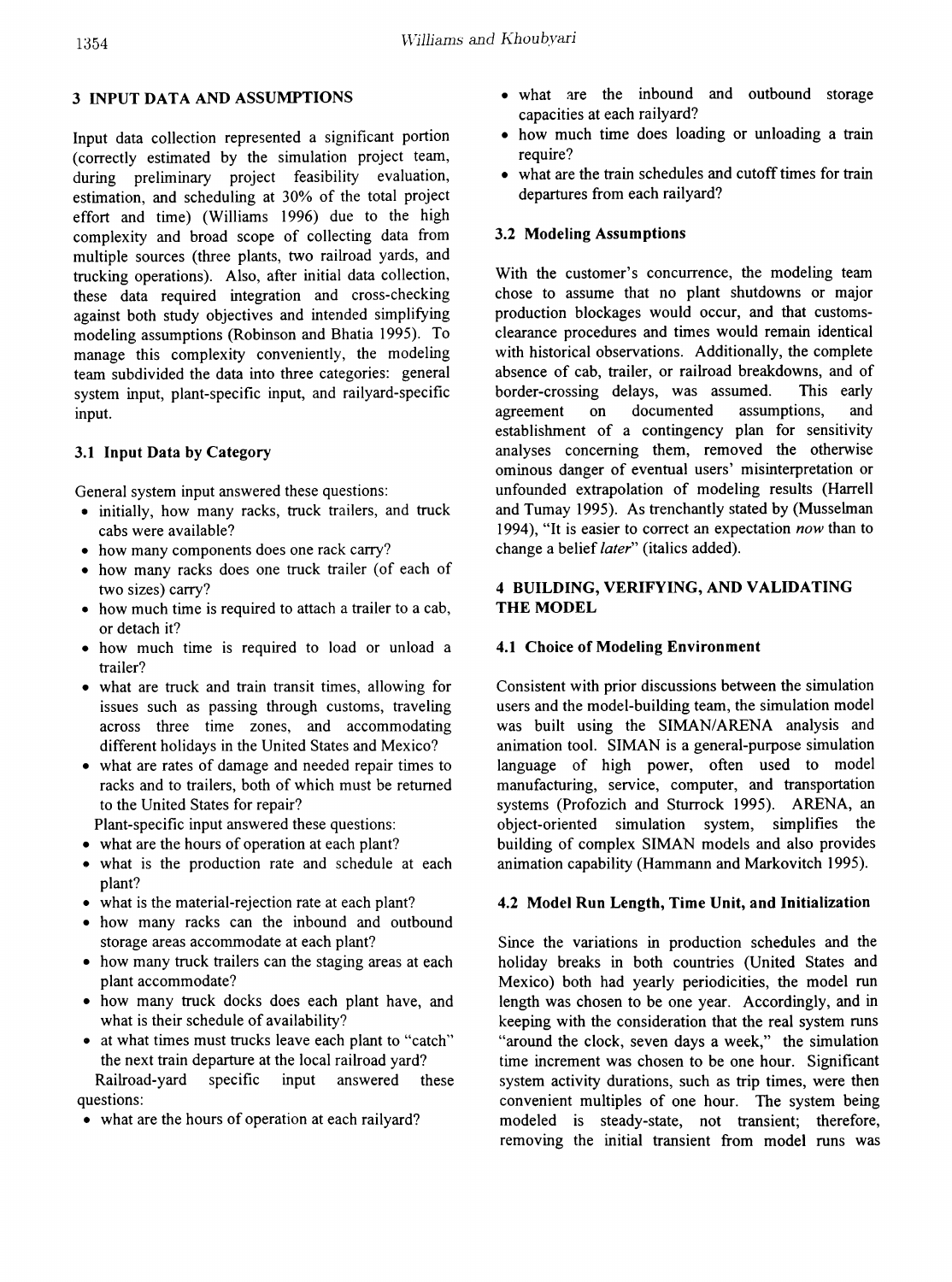## 3 INPUT DATA AND ASSUMPTIONS

Input data collection represented a significant portion (correctly estimated by the simulation project team, during preliminary project feasibility evaluation, estimation, and scheduling at 30% of the total project effort and time) (Williams 1996) due to the high complexity and broad scope of collecting data from multiple sources (three plants, two railroad yards, and trucking operations). Also, after initial data collection, these data required integration and cross-checking against both study objectives and intended simplifying modeling assumptions (Robinson and Bhatia 1995). To manage this complexity conveniently, the modeling team subdivided the data into three categories: general system input, plant-specific input, and railyard-specific input.

### 3.1 Input Data by Category

General system input answered these questions:

- initially, how many racks, truck trailers, and truck cabs were available?
- how many components does one rack carry?
- how many racks does one truck trailer (of each of two sizes) carry?
- how much time is required to attach a trailer to a cab, or detach it?
- how much time is required to load or unload a trailer?
- what are truck and train transit times, allowing for issues such as passing through customs, traveling across three time zones, and accommodating different holidays in the United States and Mexico?
- what are rates of damage and needed repair times to racks and to trailers, both of which must be returned to the United States for repair?

Plant-specific input answered these questions:

- what are the hours of operation at each plant?
- what is the production rate and schedule at each plant?
- what is the material-rejection rate at each plant?
- how many racks can the inbound and outbound storage areas accommodate at each plant?
- how many truck trailers can the staging areas at each plant accommodate?
- how many truck docks does each plant have, and what is their schedule of availability?
- at what times must trucks leave each plant to "catch" the next train departure at the local railroad yard?

Railroad-yard specific input answered these questions:

- what are the hours of operation at each railyard?
- what are the inbound and outbound storage capacities at each railyard?
- how much time does loading or unloading a train require?
- what are the train schedules and cutoff times for train departures from each railyard?

### 3.2 Modeling Assumptions

With the customer's concurrence, the modeling team chose to assume that no plant shutdowns or major production blockages would occur, and that customs-clearance procedures and times would remain identical with historical observations. Additionally, the complete absence of cab, trailer, or railroad breakdowns, and of border-crossing delays, was assumed. This early agreement on documented assumptions, and establishment of a contingency plan for sensitivity analyses concerning them, removed the otherwise ominous danger of eventual users' misinterpretation or unfounded extrapolation of modeling results (Harrell and Tumay 1995). As trenchantly stated by (Musselman 1994), "It is easier to correct an expectation *now* than to change a belief *later*" (italics added).

## 4 BUILDING, VERIFYING, AND VALIDATING THE MODEL

### 4.1 Choice of Modeling Environment

Consistent with prior discussions between the simulation users and the model-building team, the simulation model was built using the SIMAN/ARENA analysis and animation tool. SIMAN is a general-purpose simulation language of high power, often used to model manufacturing, service, computer, and transportation systems (Profozich and Sturrock 1995). ARENA, an object-oriented simulation system, simplifies the building of complex SIMAN models and also provides animation capability (Hammann and Markovitch 1995).

### 4.2 Model Run Length, Time Unit, and Initialization

Since the variations in production schedules and the holiday breaks in both countries (United States and Mexico) both had yearly periodicities, the model run length was chosen to be one year. Accordingly, and in keeping with the consideration that the real system runs "around the clock, seven days a week," the simulation time increment was chosen to be one hour. Significant system activity durations, such as trip times, were then convenient multiples of one hour. The system being modeled is steady-state, not transient; therefore, removing the initial transient from model runs was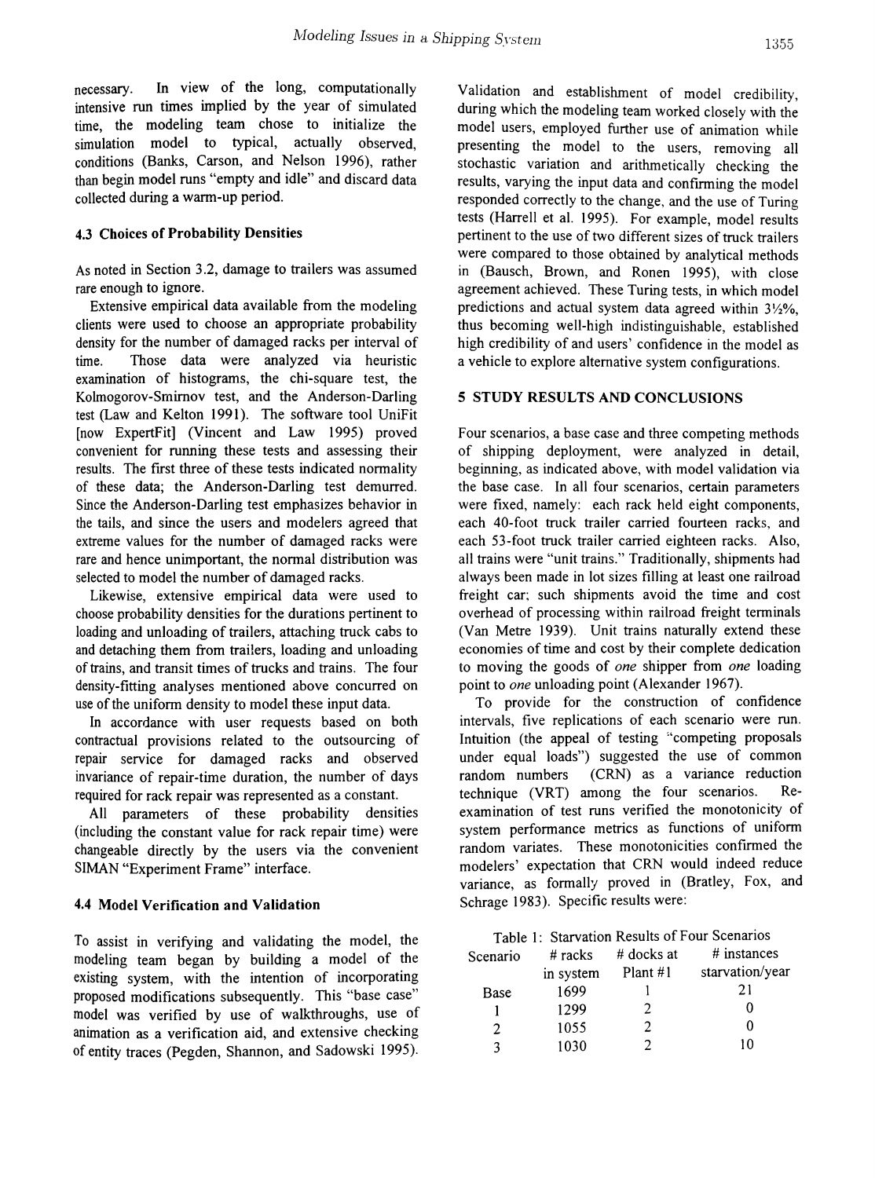necessary. In view of the long, computationally intensive run times implied by the year of simulated time, the modeling team chose to initialize the simulation model to typical, actually observed, conditions (Banks, Carson, and Nelson 1996), rather than begin model runs "empty and idle" and discard data collected during a warm-up period.

### 4.3 Choices of Probability Densities

As noted in Section 3.2, damage to trailers was assumed rare enough to ignore.

Extensive empirical data available from the modeling clients were used to choose an appropriate probability density for the number of damaged racks per interval of time. Those data were analyzed via heuristic examination of histograms, the chi-square test, the Kolmogorov-Smirnov test, and the Anderson-Darling test (Law and Kelton 1991). The software tool UniFit [now ExpertFit] (Vincent and Law 1995) proved convenient for running these tests and assessing their results. The first three of these tests indicated normality of these data; the Anderson-Darling test demurred. Since the Anderson-Darling test emphasizes behavior in the tails, and since the users and modelers agreed that extreme values for the number of damaged racks were rare and hence unimportant, the normal distribution was selected to model the number of damaged racks.

Likewise, extensive empirical data were used to choose probability densities for the durations pertinent to loading and unloading of trailers, attaching truck cabs to and detaching them from trailers, loading and unloading of trains, and transit times of trucks and trains. The four density-fitting analyses mentioned above concurred on use of the uniform density to model these input data.

In accordance with user requests based on both contractual provisions related to the outsourcing of repair service for damaged racks and observed invariance of repair-time duration, the number of days required for rack repair was represented as a constant.

All parameters of these probability densities (including the constant value for rack repair time) were changeable directly by the users via the convenient SIMAN "Experiment Frame" interface.

### 4.4 Model Verification and Validation

To assist in verifying and validating the model, the modeling team began by building a model of the existing system, with the intention of incorporating proposed modifications subsequently. This "base case" model was verified by use of walkthroughs, use of animation as a verification aid, and extensive checking of entity traces (Pegden, Shannon, and Sadowski 1995). Validation and establishment of model credibility, during which the modeling team worked closely with the model users, employed further use of animation while presenting the model to the users, removing all stochastic variation and arithmetically checking the results, varying the input data and confirming the model responded correctly to the change, and the use of Turing tests (Harrell et al. 1995). For example, model results pertinent to the use of two different sizes of truck trailers were compared to those obtained by analytical methods in (Bausch, Brown, and Ronen 1995), with close agreement achieved. These Turing tests, in which model predictions and actual system data agreed within 3½%, thus becoming well-high indistinguishable, established high credibility of and users' confidence in the model as a vehicle to explore alternative system configurations.

## 5 STUDY RESULTS AND CONCLUSIONS

Four scenarios, a base case and three competing methods of shipping deployment, were analyzed in detail, beginning, as indicated above, with model validation via the base case. In all four scenarios, certain parameters were fixed, namely: each rack held eight components, each 40-foot truck trailer carried fourteen racks, and each 53-foot truck trailer carried eighteen racks. Also, all trains were "unit trains." Traditionally, shipments had always been made in lot sizes filling at least one railroad freight car; such shipments avoid the time and cost overhead of processing within railroad freight terminals (Van Metre 1939). Unit trains naturally extend these economies of time and cost by their complete dedication to moving the goods of *one* shipper from *one* loading point to *one* unloading point (Alexander 1967).

To provide for the construction of confidence intervals, five replications of each scenario were run. Intuition (the appeal of testing "competing proposals under equal loads") suggested the use of common random numbers (CRN) as a variance reduction technique (VRT) among the four scenarios. Re-examination of test runs verified the monotonicity of system performance metrics as functions of uniform random variates. These monotonicities confirmed the modelers' expectation that CRN would indeed reduce variance, as formally proved in (Bratley, Fox, and Schrage 1983). Specific results were:

Table 1: Starvation Results of Four Scenarios

| Scenario | # racks in system | # docks at Plant #1 | # instances starvation/year |
|---|---|---|---|
| Base | 1699 | 1 | 21 |
| 1 | 1299 | 2 | 0 |
| 2 | 1055 | 2 | 0 |
| 3 | 1030 | 2 | 10 |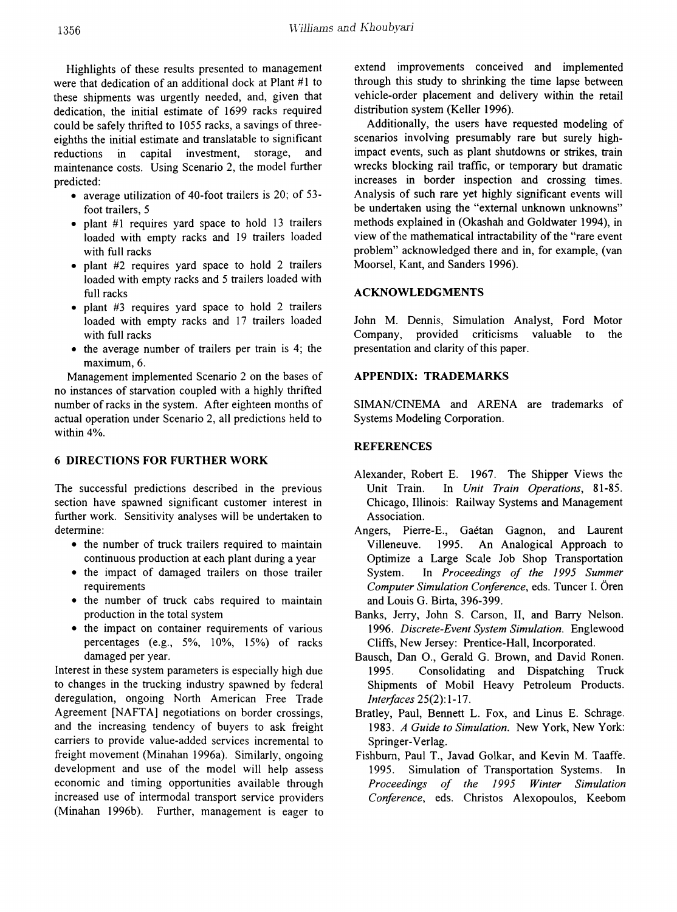Highlights of these results presented to management were that dedication of an additional dock at Plant #1 to these shipments was urgently needed, and, given that dedication, the initial estimate of 1699 racks required could be safely thrifted to 1055 racks, a savings of three-eighths the initial estimate and translatable to significant reductions in capital investment, storage, and maintenance costs. Using Scenario 2, the model further predicted:

- average utilization of 40-foot trailers is 20; of 53-foot trailers, 5
- plant #1 requires yard space to hold 13 trailers loaded with empty racks and 19 trailers loaded with full racks
- plant #2 requires yard space to hold 2 trailers loaded with empty racks and 5 trailers loaded with full racks
- plant #3 requires yard space to hold 2 trailers loaded with empty racks and 17 trailers loaded with full racks
- the average number of trailers per train is 4; the maximum, 6.

Management implemented Scenario 2 on the bases of no instances of starvation coupled with a highly thrifted number of racks in the system. After eighteen months of actual operation under Scenario 2, all predictions held to within 4%.

## 6 DIRECTIONS FOR FURTHER WORK

The successful predictions described in the previous section have spawned significant customer interest in further work. Sensitivity analyses will be undertaken to determine:

- the number of truck trailers required to maintain continuous production at each plant during a year
- the impact of damaged trailers on those trailer requirements
- the number of truck cabs required to maintain production in the total system
- the impact on container requirements of various percentages (e.g., 5%, 10%, 15%) of racks damaged per year.

Interest in these system parameters is especially high due to changes in the trucking industry spawned by federal deregulation, ongoing North American Free Trade Agreement [NAFTA] negotiations on border crossings, and the increasing tendency of buyers to ask freight carriers to provide value-added services incremental to freight movement (Minahan 1996a). Similarly, ongoing development and use of the model will help assess economic and timing opportunities available through increased use of intermodal transport service providers (Minahan 1996b). Further, management is eager to extend improvements conceived and implemented through this study to shrinking the time lapse between vehicle-order placement and delivery within the retail distribution system (Keller 1996).

Additionally, the users have requested modeling of scenarios involving presumably rare but surely high-impact events, such as plant shutdowns or strikes, train wrecks blocking rail traffic, or temporary but dramatic increases in border inspection and crossing times. Analysis of such rare yet highly significant events will be undertaken using the "external unknown unknowns" methods explained in (Okashah and Goldwater 1994), in view of the mathematical intractability of the "rare event problem" acknowledged there and in, for example, (van Moorsel, Kant, and Sanders 1996).

## ACKNOWLEDGMENTS

John M. Dennis, Simulation Analyst, Ford Motor Company, provided criticisms valuable to the presentation and clarity of this paper.

## APPENDIX: TRADEMARKS

SIMAN/CINEMA and ARENA are trademarks of Systems Modeling Corporation.

## REFERENCES

Alexander, Robert E. 1967. The Shipper Views the Unit Train. In *Unit Train Operations*, 81-85. Chicago, Illinois: Railway Systems and Management Association.

Angers, Pierre-E., Gaétan Gagnon, and Laurent Villeneuve. 1995. An Analogical Approach to Optimize a Large Scale Job Shop Transportation System. In *Proceedings of the 1995 Summer Computer Simulation Conference*, eds. Tuncer I. Ören and Louis G. Birta, 396-399.

Banks, Jerry, John S. Carson, II, and Barry Nelson. 1996. *Discrete-Event System Simulation*. Englewood Cliffs, New Jersey: Prentice-Hall, Incorporated.

Bausch, Dan O., Gerald G. Brown, and David Ronen. 1995. Consolidating and Dispatching Truck Shipments of Mobil Heavy Petroleum Products. *Interfaces* 25(2):1-17.

Bratley, Paul, Bennett L. Fox, and Linus E. Schrage. 1983. *A Guide to Simulation*. New York, New York: Springer-Verlag.

Fishburn, Paul T., Javad Golkar, and Kevin M. Taaffe. 1995. Simulation of Transportation Systems. In *Proceedings of the 1995 Winter Simulation Conference*, eds. Christos Alexopoulos, Keebom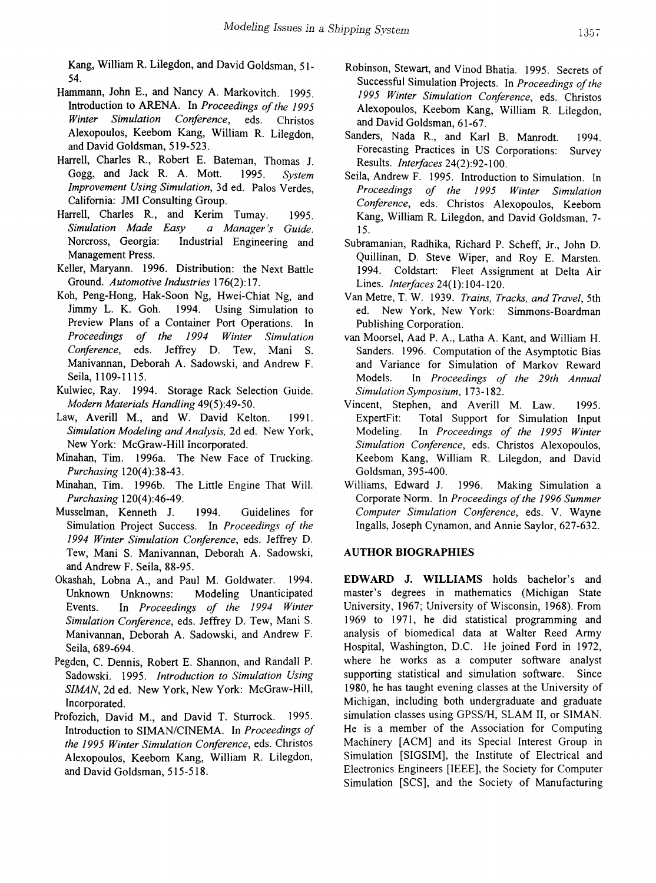Kang, William R. Lilegdon, and David Goldsman, 51-54.

Hammann, John E., and Nancy A. Markovitch. 1995. Introduction to ARENA. In *Proceedings of the 1995 Winter Simulation Conference*, eds. Christos Alexopoulos, Keebom Kang, William R. Lilegdon, and David Goldsman, 519-523.

Harrell, Charles R., Robert E. Bateman, Thomas J. Gogg, and Jack R. A. Mott. 1995. *System Improvement Using Simulation*, 3d ed. Palos Verdes, California: JMI Consulting Group.

Harrell, Charles R., and Kerim Tumay. 1995. *Simulation Made Easy a Manager's Guide*. Norcross, Georgia: Industrial Engineering and Management Press.

Keller, Maryann. 1996. Distribution: the Next Battle Ground. *Automotive Industries* 176(2):17.

Koh, Peng-Hong, Hak-Soon Ng, Hwei-Chiat Ng, and Jimmy L. K. Goh. 1994. Using Simulation to Preview Plans of a Container Port Operations. In *Proceedings of the 1994 Winter Simulation Conference*, eds. Jeffrey D. Tew, Mani S. Manivannan, Deborah A. Sadowski, and Andrew F. Seila, 1109-1115.

Kulwiec, Ray. 1994. Storage Rack Selection Guide. *Modern Materials Handling* 49(5):49-50.

Law, Averill M., and W. David Kelton. 1991. *Simulation Modeling and Analysis*, 2d ed. New York, New York: McGraw-Hill Incorporated.

Minahan, Tim. 1996a. The New Face of Trucking. *Purchasing* 120(4):38-43.

Minahan, Tim. 1996b. The Little Engine That Will. *Purchasing* 120(4):46-49.

Musselman, Kenneth J. 1994. Guidelines for Simulation Project Success. In *Proceedings of the 1994 Winter Simulation Conference*, eds. Jeffrey D. Tew, Mani S. Manivannan, Deborah A. Sadowski, and Andrew F. Seila, 88-95.

Okashah, Lobna A., and Paul M. Goldwater. 1994. Unknown Unknowns: Modeling Unanticipated Events. In *Proceedings of the 1994 Winter Simulation Conference*, eds. Jeffrey D. Tew, Mani S. Manivannan, Deborah A. Sadowski, and Andrew F. Seila, 689-694.

Pegden, C. Dennis, Robert E. Shannon, and Randall P. Sadowski. 1995. *Introduction to Simulation Using SIMAN*, 2d ed. New York, New York: McGraw-Hill, Incorporated.

Profozich, David M., and David T. Sturrock. 1995. Introduction to SIMAN/CINEMA. In *Proceedings of the 1995 Winter Simulation Conference*, eds. Christos Alexopoulos, Keebom Kang, William R. Lilegdon, and David Goldsman, 515-518.

Robinson, Stewart, and Vinod Bhatia. 1995. Secrets of Successful Simulation Projects. In *Proceedings of the 1995 Winter Simulation Conference*, eds. Christos Alexopoulos, Keebom Kang, William R. Lilegdon, and David Goldsman, 61-67.

Sanders, Nada R., and Karl B. Manrodt. 1994. Forecasting Practices in US Corporations: Survey Results. *Interfaces* 24(2):92-100.

Seila, Andrew F. 1995. Introduction to Simulation. In *Proceedings of the 1995 Winter Simulation Conference*, eds. Christos Alexopoulos, Keebom Kang, William R. Lilegdon, and David Goldsman, 7-15.

Subramanian, Radhika, Richard P. Scheff, Jr., John D. Quillinan, D. Steve Wiper, and Roy E. Marsten. 1994. Coldstart: Fleet Assignment at Delta Air Lines. *Interfaces* 24(1):104-120.

Van Metre, T. W. 1939. *Trains, Tracks, and Travel*, 5th ed. New York, New York: Simmons-Boardman Publishing Corporation.

van Moorsel, Aad P. A., Latha A. Kant, and William H. Sanders. 1996. Computation of the Asymptotic Bias and Variance for Simulation of Markov Reward Models. In *Proceedings of the 29th Annual Simulation Symposium*, 173-182.

Vincent, Stephen, and Averill M. Law. 1995. ExpertFit: Total Support for Simulation Input Modeling. In *Proceedings of the 1995 Winter Simulation Conference*, eds. Christos Alexopoulos, Keebom Kang, William R. Lilegdon, and David Goldsman, 395-400.

Williams, Edward J. 1996. Making Simulation a Corporate Norm. In *Proceedings of the 1996 Summer Computer Simulation Conference*, eds. V. Wayne Ingalls, Joseph Cynamon, and Annie Saylor, 627-632.

## AUTHOR BIOGRAPHIES

**EDWARD J. WILLIAMS** holds bachelor's and master's degrees in mathematics (Michigan State University, 1967; University of Wisconsin, 1968). From 1969 to 1971, he did statistical programming and analysis of biomedical data at Walter Reed Army Hospital, Washington, D.C. He joined Ford in 1972, where he works as a computer software analyst supporting statistical and simulation software. Since 1980, he has taught evening classes at the University of Michigan, including both undergraduate and graduate simulation classes using GPSS/H, SLAM II, or SIMAN. He is a member of the Association for Computing Machinery [ACM] and its Special Interest Group in Simulation [SIGSIM], the Institute of Electrical and Electronics Engineers [IEEE], the Society for Computer Simulation [SCS], and the Society of Manufacturing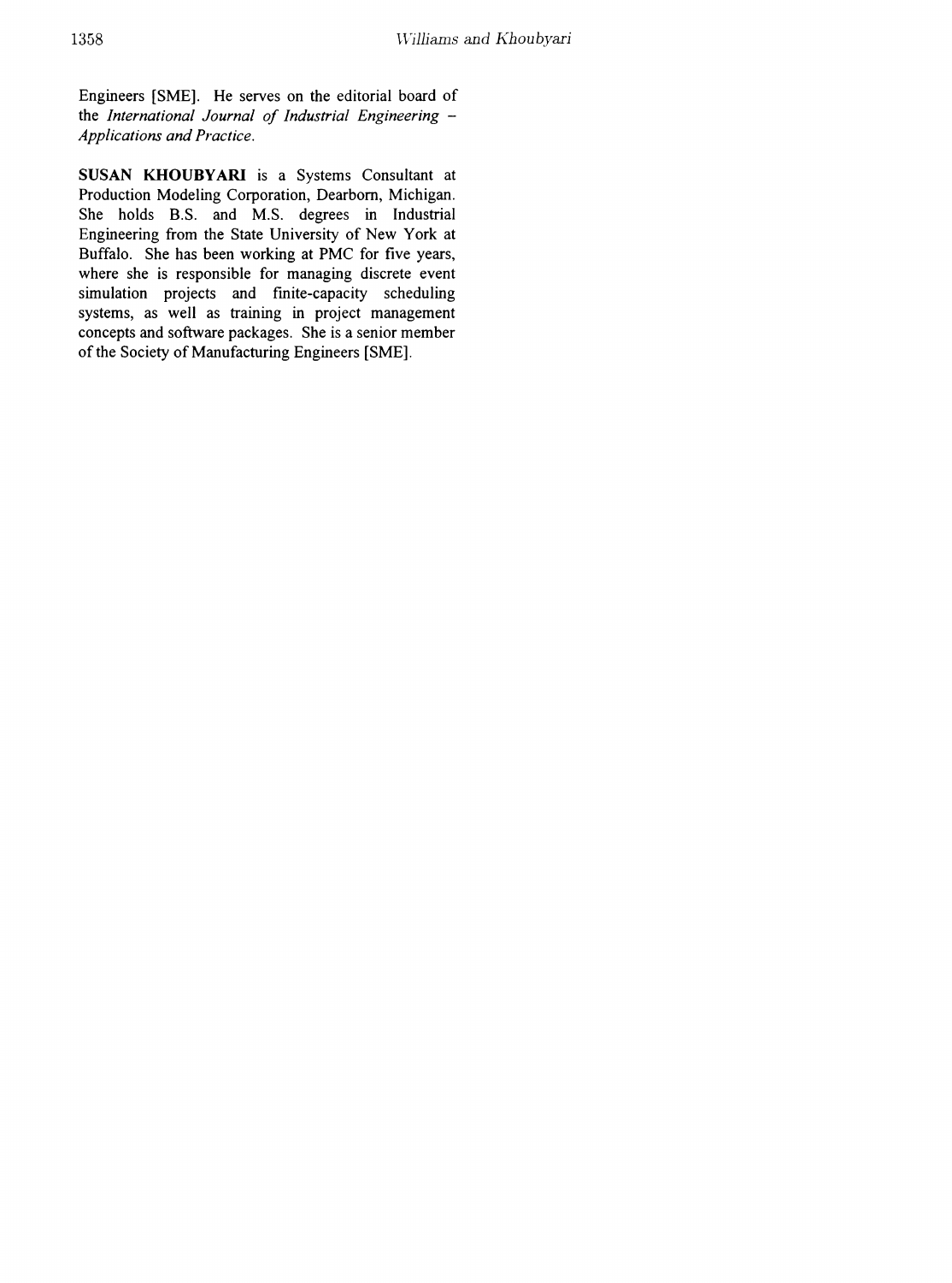Engineers [SME]. He serves on the editorial board of the *International Journal of Industrial Engineering – Applications and Practice*.

**SUSAN KHOUBYARI** is a Systems Consultant at Production Modeling Corporation, Dearborn, Michigan. She holds B.S. and M.S. degrees in Industrial Engineering from the State University of New York at Buffalo. She has been working at PMC for five years, where she is responsible for managing discrete event simulation projects and finite-capacity scheduling systems, as well as training in project management concepts and software packages. She is a senior member of the Society of Manufacturing Engineers [SME].